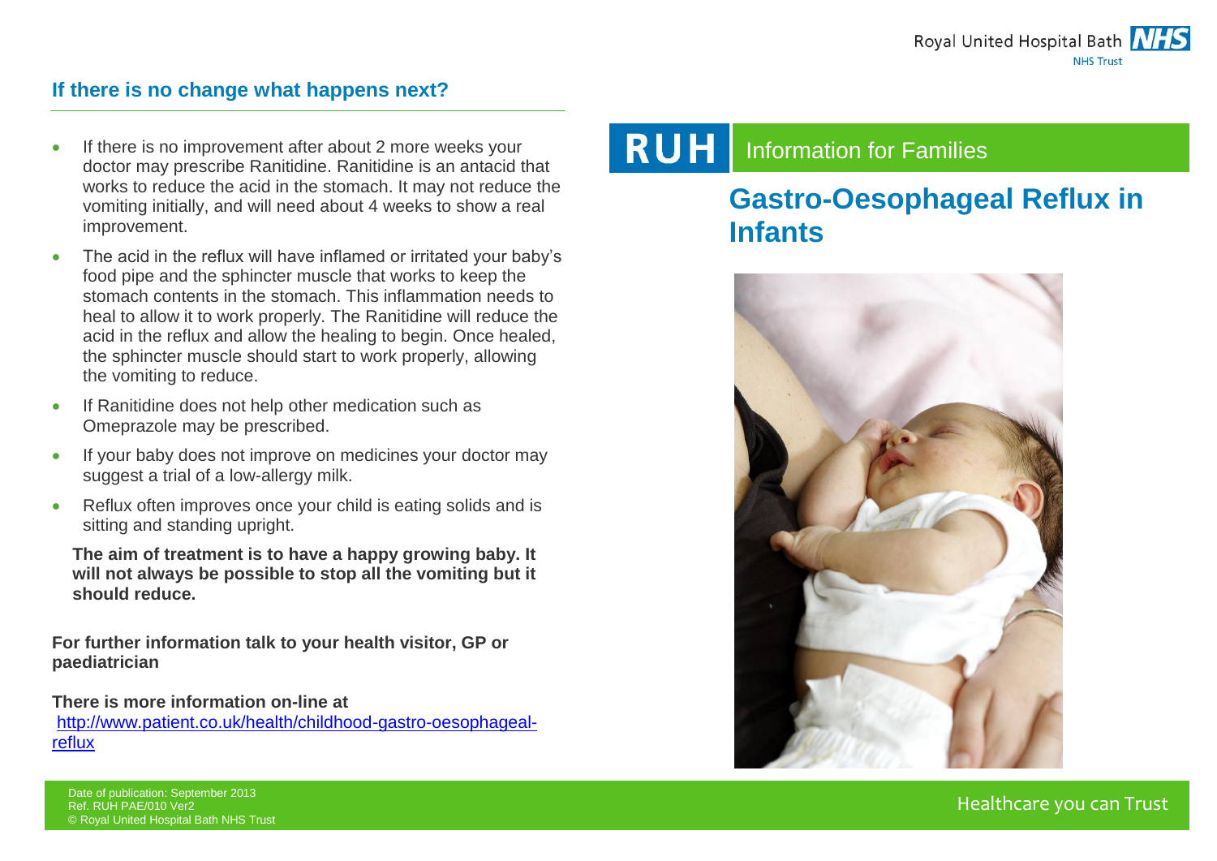## If there is no change what happens next?

- If there is no improvement after about 2 more weeks your doctor may prescribe Ranitidine. Ranitidine is an antacid that works to reduce the acid in the stomach. It may not reduce the vomiting initially, and will need about 4 weeks to show a real improvement.
- The acid in the reflux will have inflamed or irritated your baby's food pipe and the sphincter muscle that works to keep the stomach contents in the stomach. This inflammation needs to heal to allow it to work properly. The Ranitidine will reduce the acid in the reflux and allow the healing to begin. Once healed, the sphincter muscle should start to work properly, allowing the vomiting to reduce.
- If Ranitidine does not help other medication such as Omeprazole may be prescribed.
- If your baby does not improve on medicines your doctor may suggest a trial of a low-allergy milk.
- Reflux often improves once your child is eating solids and is sitting and standing upright.

**The aim of treatment is to have a happy growing baby. It will not always be possible to stop all the vomiting but it should reduce.**

**For further information talk to your health visitor, GP or paediatrician**

**There is more information on-line at**
http://www.patient.co.uk/health/childhood-gastro-oesophageal-reflux

Date of publication: September 2013
Ref. RUH PAE/010 Ver2
© Royal United Hospital Bath NHS Trust

Royal United Hospital Bath NHS Trust

RUH Information for Families

# Gastro-Oesophageal Reflux in Infants

Healthcare you can Trust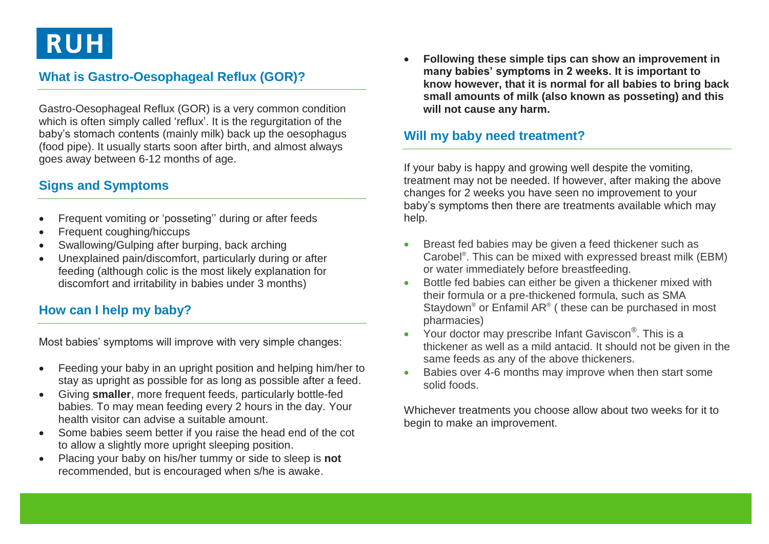# RUH

## What is Gastro-Oesophageal Reflux (GOR)?

Gastro-Oesophageal Reflux (GOR) is a very common condition which is often simply called 'reflux'. It is the regurgitation of the baby's stomach contents (mainly milk) back up the oesophagus (food pipe). It usually starts soon after birth, and almost always goes away between 6-12 months of age.

## Signs and Symptoms

- Frequent vomiting or 'posseting'' during or after feeds
- Frequent coughing/hiccups
- Swallowing/Gulping after burping, back arching
- Unexplained pain/discomfort, particularly during or after feeding (although colic is the most likely explanation for discomfort and irritability in babies under 3 months)

## How can I help my baby?

Most babies' symptoms will improve with very simple changes:

- Feeding your baby in an upright position and helping him/her to stay as upright as possible for as long as possible after a feed.
- Giving **smaller**, more frequent feeds, particularly bottle-fed babies. To may mean feeding every 2 hours in the day. Your health visitor can advise a suitable amount.
- Some babies seem better if you raise the head end of the cot to allow a slightly more upright sleeping position.
- Placing your baby on his/her tummy or side to sleep is **not** recommended, but is encouraged when s/he is awake.
- **Following these simple tips can show an improvement in many babies' symptoms in 2 weeks. It is important to know however, that it is normal for all babies to bring back small amounts of milk (also known as posseting) and this will not cause any harm.**

## Will my baby need treatment?

If your baby is happy and growing well despite the vomiting, treatment may not be needed. If however, after making the above changes for 2 weeks you have seen no improvement to your baby's symptoms then there are treatments available which may help.

- Breast fed babies may be given a feed thickener such as Carobel®. This can be mixed with expressed breast milk (EBM) or water immediately before breastfeeding.
- Bottle fed babies can either be given a thickener mixed with their formula or a pre-thickened formula, such as SMA Staydown® or Enfamil AR® ( these can be purchased in most pharmacies)
- Your doctor may prescribe Infant Gaviscon®. This is a thickener as well as a mild antacid. It should not be given in the same feeds as any of the above thickeners.
- Babies over 4-6 months may improve when then start some solid foods.

Whichever treatments you choose allow about two weeks for it to begin to make an improvement.